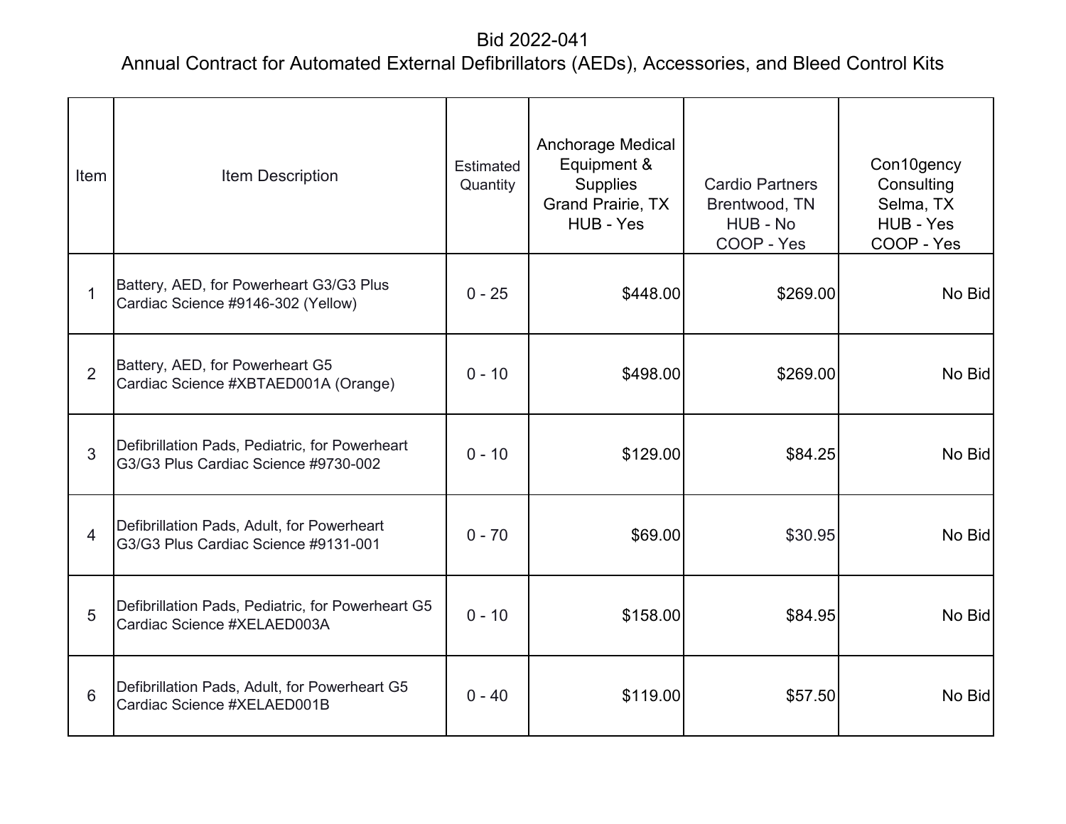# Bid 2022-041

## Annual Contract for Automated External Defibrillators (AEDs), Accessories, and Bleed Control Kits

| Item | Item Description | Estimated Quantity | Anchorage Medical Equipment & Supplies Grand Prairie, TX HUB - Yes | Cardio Partners Brentwood, TN HUB - No COOP - Yes | Con10gency Consulting Selma, TX HUB - Yes COOP - Yes |
|---|---|---|---|---|---|
| 1 | Battery, AED, for Powerheart G3/G3 Plus Cardiac Science #9146-302 (Yellow) | 0 - 25 | $448.00 | $269.00 | No Bid |
| 2 | Battery, AED, for Powerheart G5 Cardiac Science #XBTAED001A (Orange) | 0 - 10 | $498.00 | $269.00 | No Bid |
| 3 | Defibrillation Pads, Pediatric, for Powerheart G3/G3 Plus Cardiac Science #9730-002 | 0 - 10 | $129.00 | $84.25 | No Bid |
| 4 | Defibrillation Pads, Adult, for Powerheart G3/G3 Plus Cardiac Science #9131-001 | 0 - 70 | $69.00 | $30.95 | No Bid |
| 5 | Defibrillation Pads, Pediatric, for Powerheart G5 Cardiac Science #XELAED003A | 0 - 10 | $158.00 | $84.95 | No Bid |
| 6 | Defibrillation Pads, Adult, for Powerheart G5 Cardiac Science #XELAED001B | 0 - 40 | $119.00 | $57.50 | No Bid |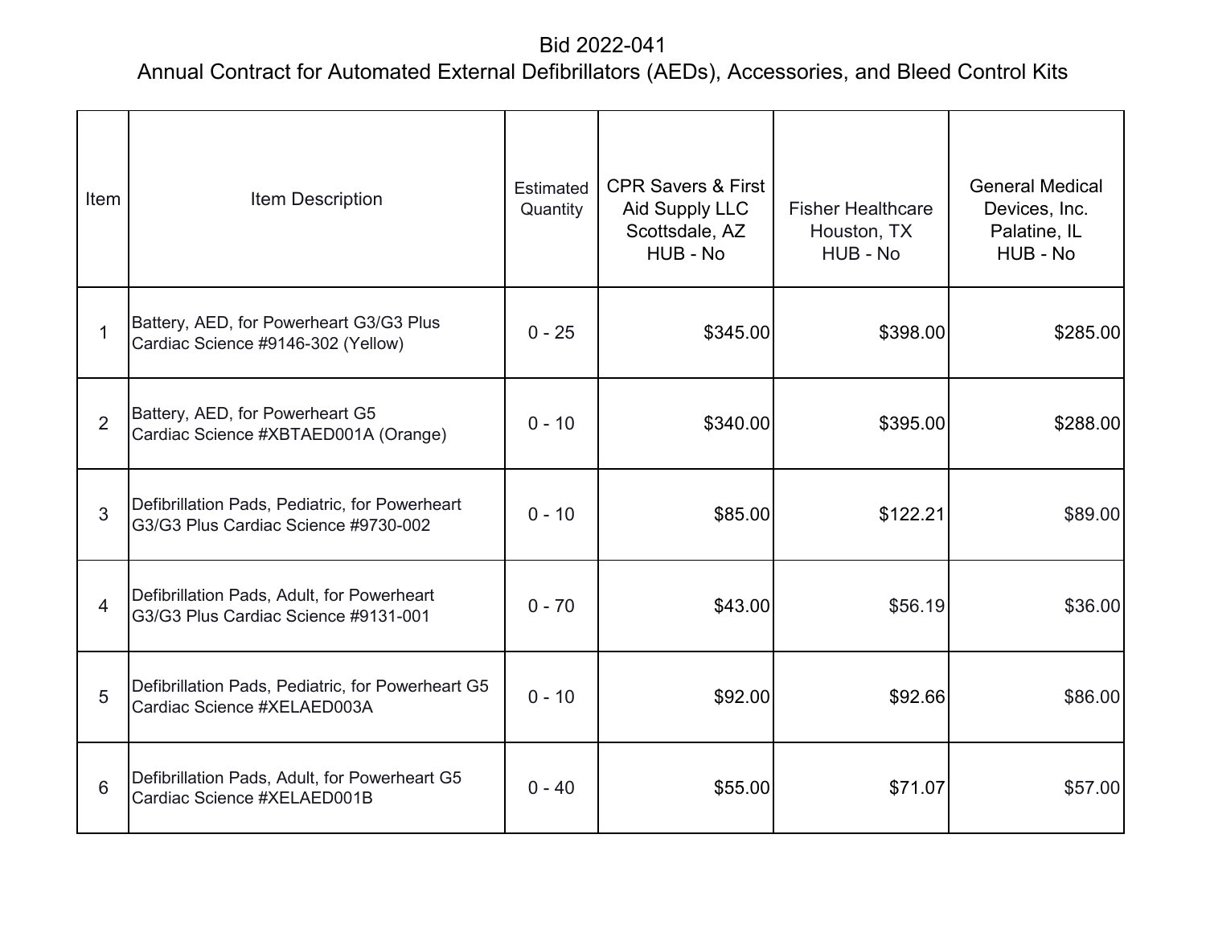# Bid 2022-041

## Annual Contract for Automated External Defibrillators (AEDs), Accessories, and Bleed Control Kits

| Item | Item Description | Estimated Quantity | CPR Savers & First Aid Supply LLC Scottsdale, AZ HUB - No | Fisher Healthcare Houston, TX HUB - No | General Medical Devices, Inc. Palatine, IL HUB - No |
|---|---|---|---|---|---|
| 1 | Battery, AED, for Powerheart G3/G3 Plus Cardiac Science #9146-302 (Yellow) | 0 - 25 | $345.00 | $398.00 | $285.00 |
| 2 | Battery, AED, for Powerheart G5 Cardiac Science #XBTAED001A (Orange) | 0 - 10 | $340.00 | $395.00 | $288.00 |
| 3 | Defibrillation Pads, Pediatric, for Powerheart G3/G3 Plus Cardiac Science #9730-002 | 0 - 10 | $85.00 | $122.21 | $89.00 |
| 4 | Defibrillation Pads, Adult, for Powerheart G3/G3 Plus Cardiac Science #9131-001 | 0 - 70 | $43.00 | $56.19 | $36.00 |
| 5 | Defibrillation Pads, Pediatric, for Powerheart G5 Cardiac Science #XELAED003A | 0 - 10 | $92.00 | $92.66 | $86.00 |
| 6 | Defibrillation Pads, Adult, for Powerheart G5 Cardiac Science #XELAED001B | 0 - 40 | $55.00 | $71.07 | $57.00 |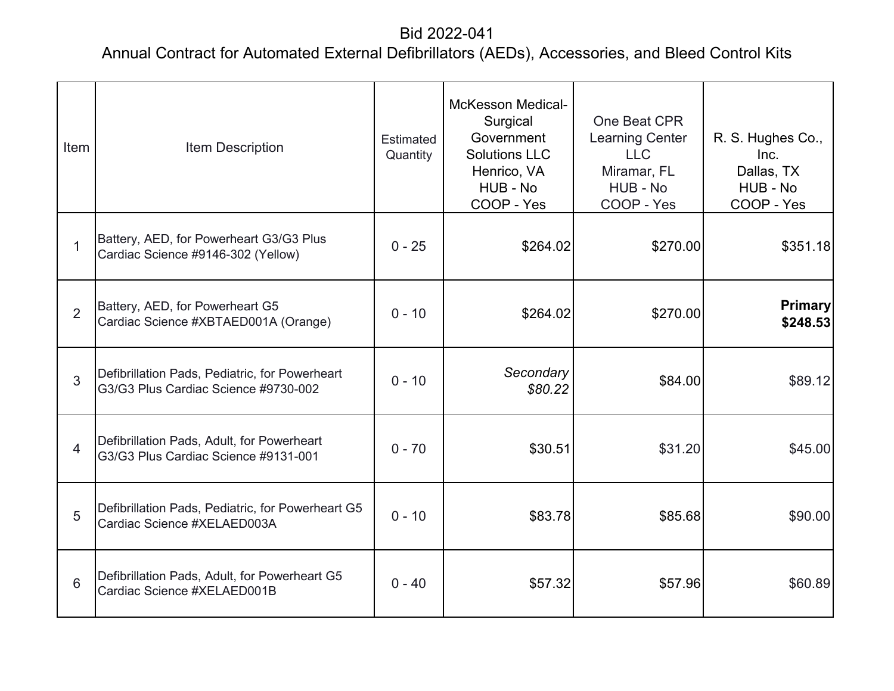# Bid 2022-041

## Annual Contract for Automated External Defibrillators (AEDs), Accessories, and Bleed Control Kits

| Item | Item Description | Estimated Quantity | McKesson Medical-Surgical Government Solutions LLC Henrico, VA HUB - No COOP - Yes | One Beat CPR Learning Center LLC Miramar, FL HUB - No COOP - Yes | R. S. Hughes Co., Inc. Dallas, TX HUB - No COOP - Yes |
|---|---|---|---|---|---|
| 1 | Battery, AED, for Powerheart G3/G3 Plus Cardiac Science #9146-302 (Yellow) | 0 - 25 | $264.02 | $270.00 | $351.18 |
| 2 | Battery, AED, for Powerheart G5 Cardiac Science #XBTAED001A (Orange) | 0 - 10 | $264.02 | $270.00 | **Primary $248.53** |
| 3 | Defibrillation Pads, Pediatric, for Powerheart G3/G3 Plus Cardiac Science #9730-002 | 0 - 10 | *Secondary $80.22* | $84.00 | $89.12 |
| 4 | Defibrillation Pads, Adult, for Powerheart G3/G3 Plus Cardiac Science #9131-001 | 0 - 70 | $30.51 | $31.20 | $45.00 |
| 5 | Defibrillation Pads, Pediatric, for Powerheart G5 Cardiac Science #XELAED003A | 0 - 10 | $83.78 | $85.68 | $90.00 |
| 6 | Defibrillation Pads, Adult, for Powerheart G5 Cardiac Science #XELAED001B | 0 - 40 | $57.32 | $57.96 | $60.89 |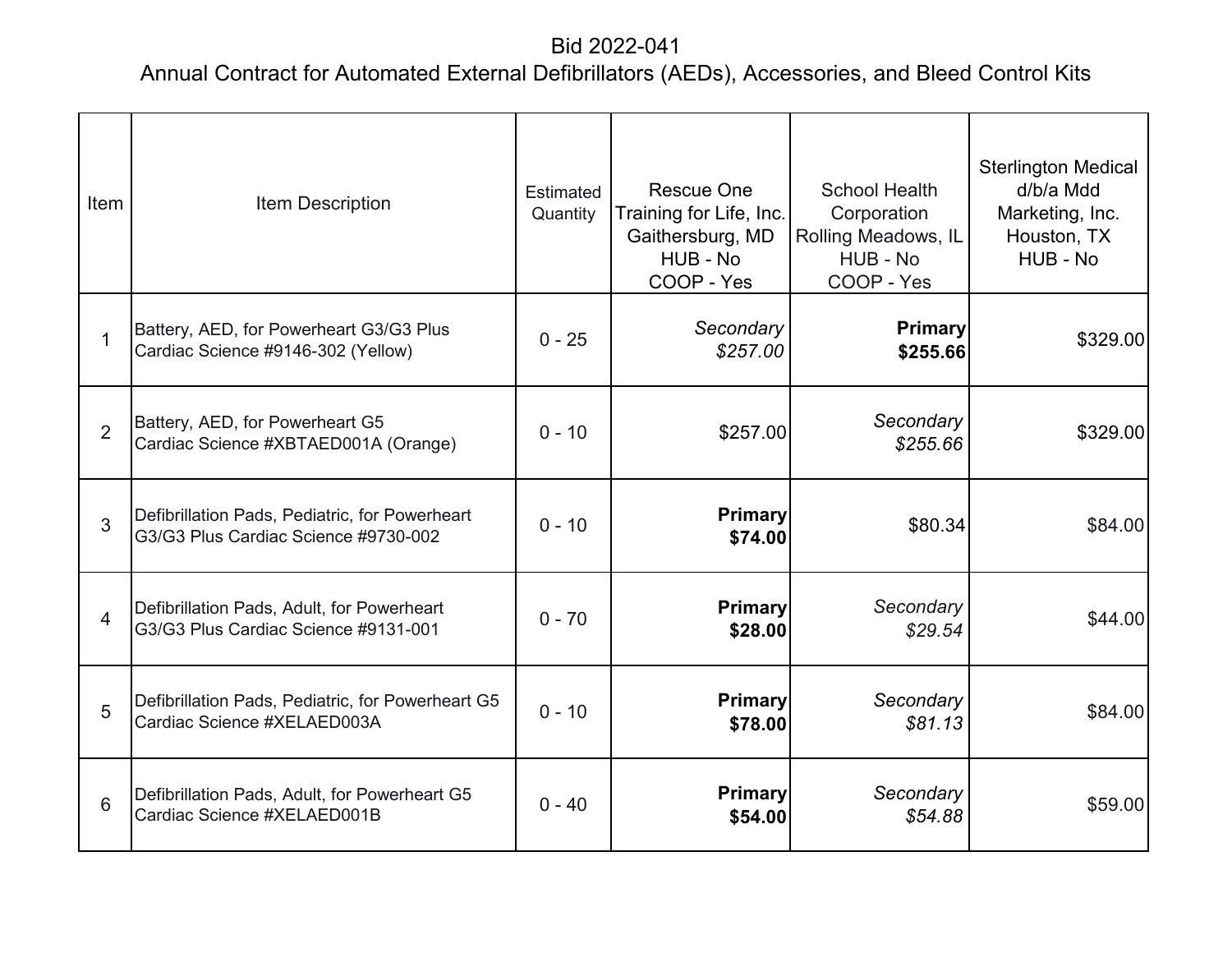# Bid 2022-041

## Annual Contract for Automated External Defibrillators (AEDs), Accessories, and Bleed Control Kits

| Item | Item Description | Estimated Quantity | Rescue One Training for Life, Inc. Gaithersburg, MD HUB - No COOP - Yes | School Health Corporation Rolling Meadows, IL HUB - No COOP - Yes | Sterlington Medical d/b/a Mdd Marketing, Inc. Houston, TX HUB - No |
|---|---|---|---|---|---|
| 1 | Battery, AED, for Powerheart G3/G3 Plus Cardiac Science #9146-302 (Yellow) | 0 - 25 | *Secondary* *$257.00* | **Primary** **$255.66** | $329.00 |
| 2 | Battery, AED, for Powerheart G5 Cardiac Science #XBTAED001A (Orange) | 0 - 10 | $257.00 | *Secondary* *$255.66* | $329.00 |
| 3 | Defibrillation Pads, Pediatric, for Powerheart G3/G3 Plus Cardiac Science #9730-002 | 0 - 10 | **Primary** **$74.00** | $80.34 | $84.00 |
| 4 | Defibrillation Pads, Adult, for Powerheart G3/G3 Plus Cardiac Science #9131-001 | 0 - 70 | **Primary** **$28.00** | *Secondary* *$29.54* | $44.00 |
| 5 | Defibrillation Pads, Pediatric, for Powerheart G5 Cardiac Science #XELAED003A | 0 - 10 | **Primary** **$78.00** | *Secondary* *$81.13* | $84.00 |
| 6 | Defibrillation Pads, Adult, for Powerheart G5 Cardiac Science #XELAED001B | 0 - 40 | **Primary** **$54.00** | *Secondary* *$54.88* | $59.00 |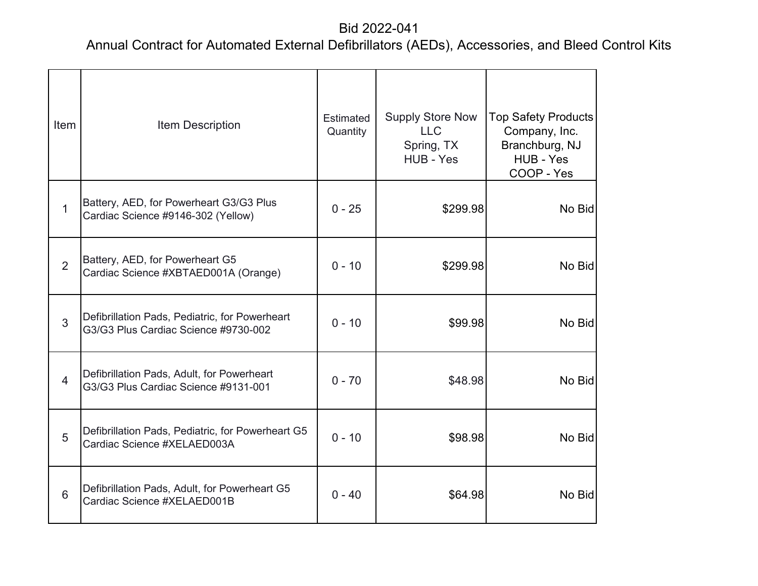# Bid 2022-041

## Annual Contract for Automated External Defibrillators (AEDs), Accessories, and Bleed Control Kits

| Item | Item Description | Estimated Quantity | Supply Store Now LLC Spring, TX HUB - Yes | Top Safety Products Company, Inc. Branchburg, NJ HUB - Yes COOP - Yes |
|---|---|---|---|---|
| 1 | Battery, AED, for Powerheart G3/G3 Plus Cardiac Science #9146-302 (Yellow) | 0 - 25 | $299.98 | No Bid |
| 2 | Battery, AED, for Powerheart G5 Cardiac Science #XBTAED001A (Orange) | 0 - 10 | $299.98 | No Bid |
| 3 | Defibrillation Pads, Pediatric, for Powerheart G3/G3 Plus Cardiac Science #9730-002 | 0 - 10 | $99.98 | No Bid |
| 4 | Defibrillation Pads, Adult, for Powerheart G3/G3 Plus Cardiac Science #9131-001 | 0 - 70 | $48.98 | No Bid |
| 5 | Defibrillation Pads, Pediatric, for Powerheart G5 Cardiac Science #XELAED003A | 0 - 10 | $98.98 | No Bid |
| 6 | Defibrillation Pads, Adult, for Powerheart G5 Cardiac Science #XELAED001B | 0 - 40 | $64.98 | No Bid |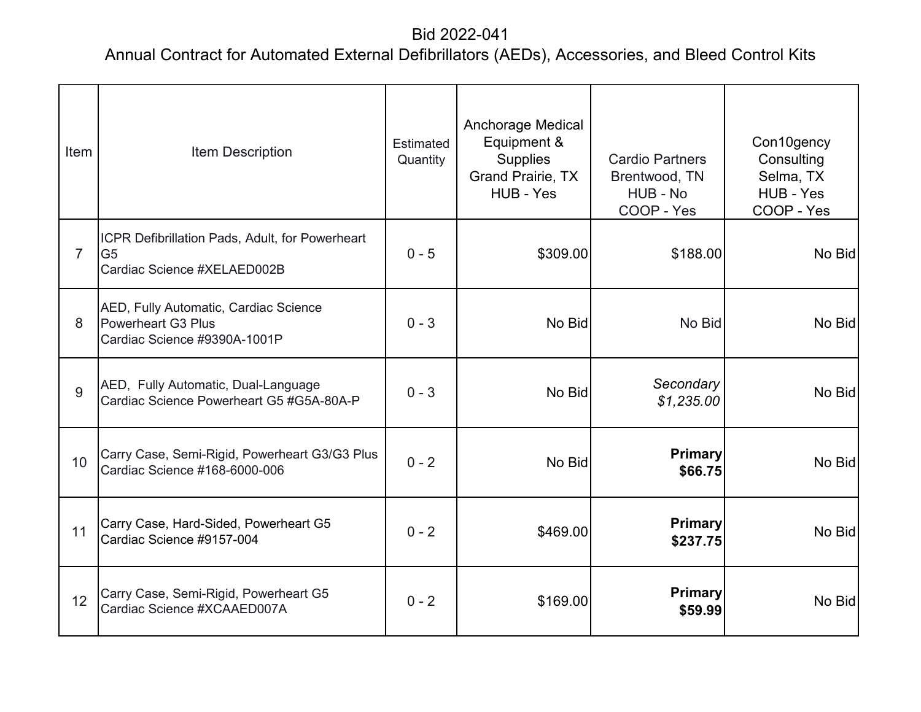# Bid 2022-041

## Annual Contract for Automated External Defibrillators (AEDs), Accessories, and Bleed Control Kits

| Item | Item Description | Estimated Quantity | Anchorage Medical Equipment & Supplies Grand Prairie, TX HUB - Yes | Cardio Partners Brentwood, TN HUB - No COOP - Yes | Con10gency Consulting Selma, TX HUB - Yes COOP - Yes |
|---|---|---|---|---|---|
| 7 | ICPR Defibrillation Pads, Adult, for Powerheart G5 Cardiac Science #XELAED002B | 0 - 5 | $309.00 | $188.00 | No Bid |
| 8 | AED, Fully Automatic, Cardiac Science Powerheart G3 Plus Cardiac Science #9390A-1001P | 0 - 3 | No Bid | No Bid | No Bid |
| 9 | AED, Fully Automatic, Dual-Language Cardiac Science Powerheart G5 #G5A-80A-P | 0 - 3 | No Bid | *Secondary $1,235.00* | No Bid |
| 10 | Carry Case, Semi-Rigid, Powerheart G3/G3 Plus Cardiac Science #168-6000-006 | 0 - 2 | No Bid | **Primary $66.75** | No Bid |
| 11 | Carry Case, Hard-Sided, Powerheart G5 Cardiac Science #9157-004 | 0 - 2 | $469.00 | **Primary $237.75** | No Bid |
| 12 | Carry Case, Semi-Rigid, Powerheart G5 Cardiac Science #XCAAED007A | 0 - 2 | $169.00 | **Primary $59.99** | No Bid |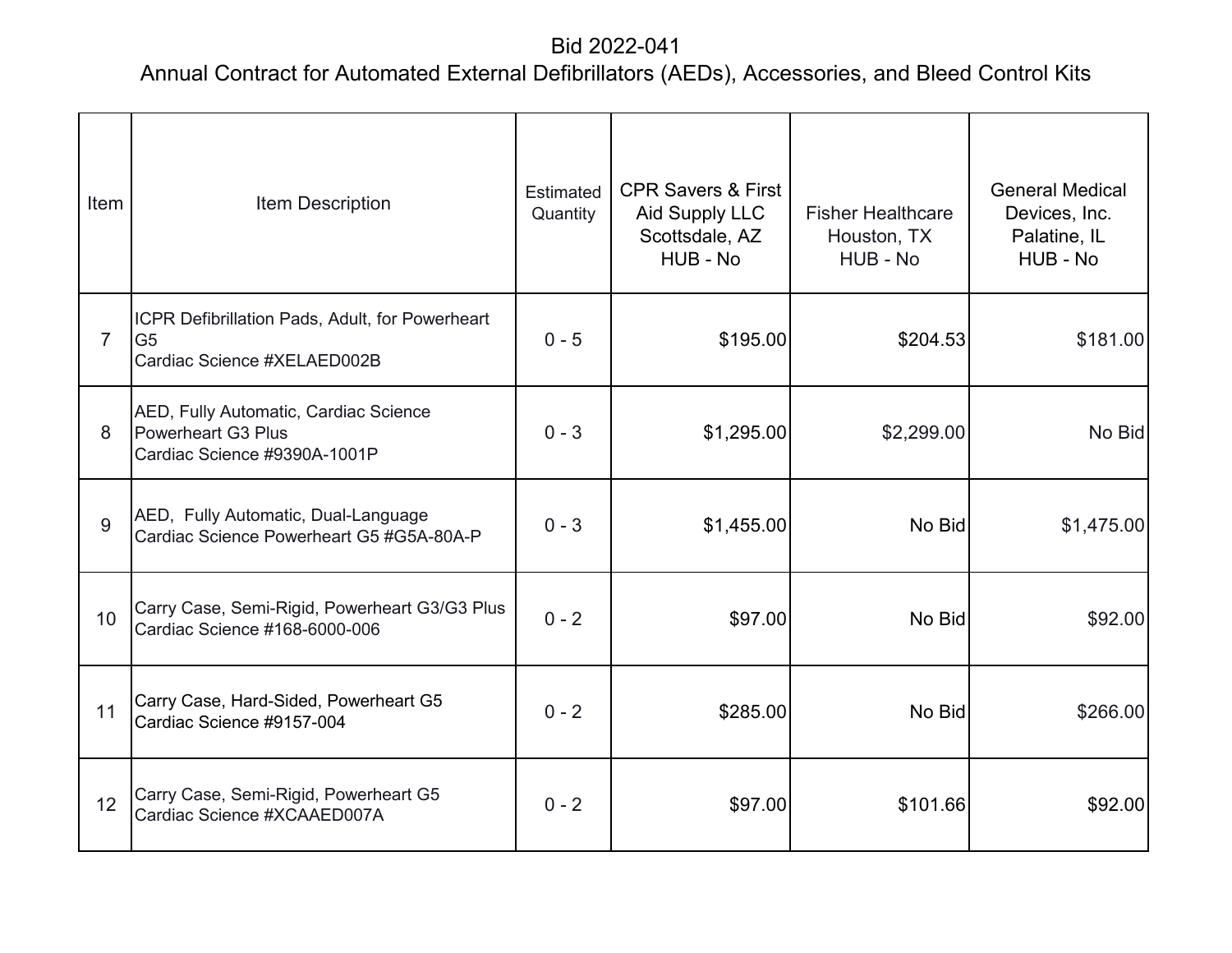Bid 2022-041

Annual Contract for Automated External Defibrillators (AEDs), Accessories, and Bleed Control Kits

| Item | Item Description | Estimated Quantity | CPR Savers & First Aid Supply LLC Scottsdale, AZ HUB - No | Fisher Healthcare Houston, TX HUB - No | General Medical Devices, Inc. Palatine, IL HUB - No |
|---|---|---|---|---|---|
| 7 | ICPR Defibrillation Pads, Adult, for Powerheart G5 Cardiac Science #XELAED002B | 0 - 5 | $195.00 | $204.53 | $181.00 |
| 8 | AED, Fully Automatic, Cardiac Science Powerheart G3 Plus Cardiac Science #9390A-1001P | 0 - 3 | $1,295.00 | $2,299.00 | No Bid |
| 9 | AED, Fully Automatic, Dual-Language Cardiac Science Powerheart G5 #G5A-80A-P | 0 - 3 | $1,455.00 | No Bid | $1,475.00 |
| 10 | Carry Case, Semi-Rigid, Powerheart G3/G3 Plus Cardiac Science #168-6000-006 | 0 - 2 | $97.00 | No Bid | $92.00 |
| 11 | Carry Case, Hard-Sided, Powerheart G5 Cardiac Science #9157-004 | 0 - 2 | $285.00 | No Bid | $266.00 |
| 12 | Carry Case, Semi-Rigid, Powerheart G5 Cardiac Science #XCAAED007A | 0 - 2 | $97.00 | $101.66 | $92.00 |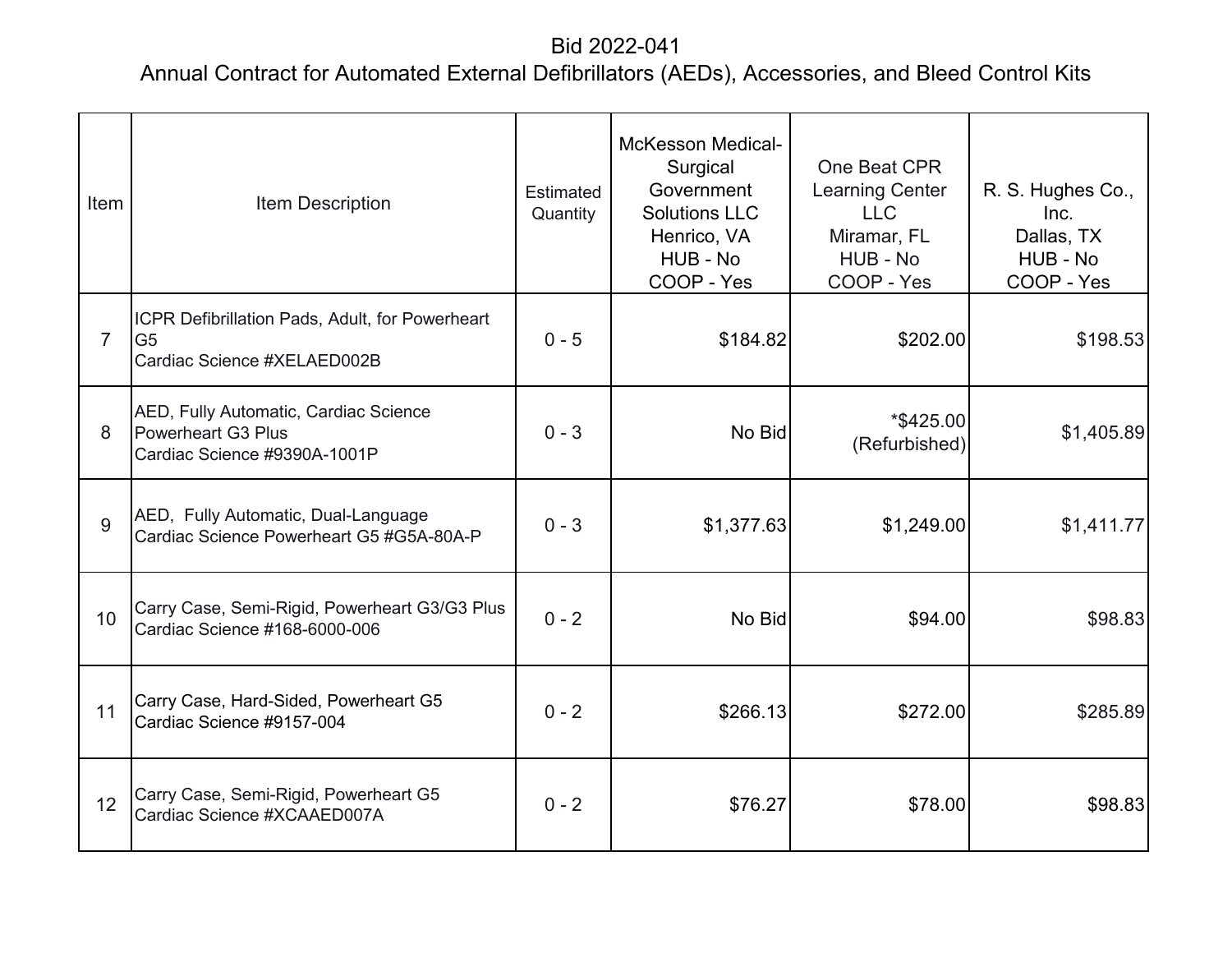# Bid 2022-041

## Annual Contract for Automated External Defibrillators (AEDs), Accessories, and Bleed Control Kits

| Item | Item Description | Estimated Quantity | McKesson Medical-Surgical Government Solutions LLC Henrico, VA HUB - No COOP - Yes | One Beat CPR Learning Center LLC Miramar, FL HUB - No COOP - Yes | R. S. Hughes Co., Inc. Dallas, TX HUB - No COOP - Yes |
|---|---|---|---|---|---|
| 7 | ICPR Defibrillation Pads, Adult, for Powerheart G5 Cardiac Science #XELAED002B | 0 - 5 | $184.82 | $202.00 | $198.53 |
| 8 | AED, Fully Automatic, Cardiac Science Powerheart G3 Plus Cardiac Science #9390A-1001P | 0 - 3 | No Bid | *$425.00 (Refurbished) | $1,405.89 |
| 9 | AED, Fully Automatic, Dual-Language Cardiac Science Powerheart G5 #G5A-80A-P | 0 - 3 | $1,377.63 | $1,249.00 | $1,411.77 |
| 10 | Carry Case, Semi-Rigid, Powerheart G3/G3 Plus Cardiac Science #168-6000-006 | 0 - 2 | No Bid | $94.00 | $98.83 |
| 11 | Carry Case, Hard-Sided, Powerheart G5 Cardiac Science #9157-004 | 0 - 2 | $266.13 | $272.00 | $285.89 |
| 12 | Carry Case, Semi-Rigid, Powerheart G5 Cardiac Science #XCAAED007A | 0 - 2 | $76.27 | $78.00 | $98.83 |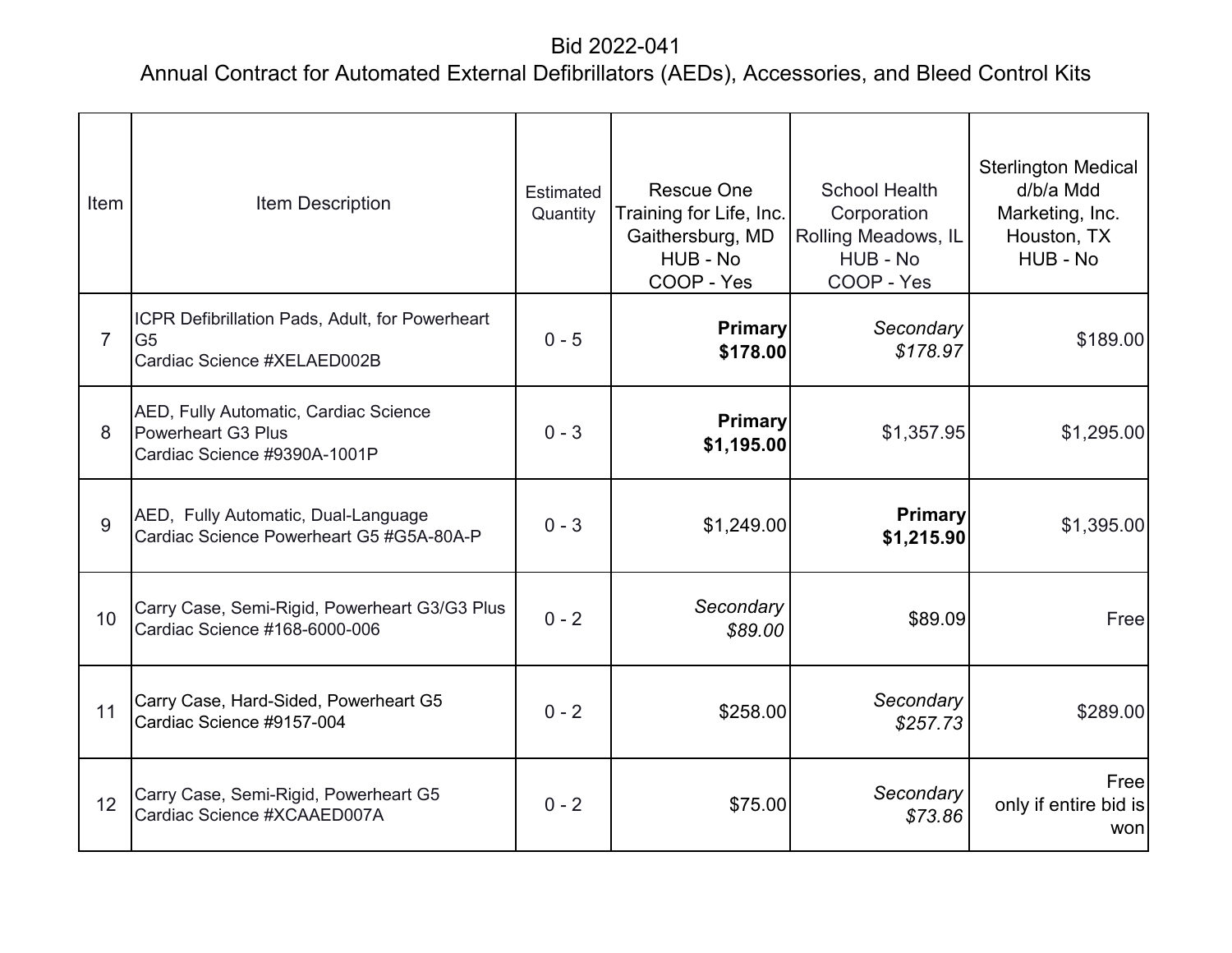# Bid 2022-041

## Annual Contract for Automated External Defibrillators (AEDs), Accessories, and Bleed Control Kits

| Item | Item Description | Estimated Quantity | Rescue One Training for Life, Inc. Gaithersburg, MD HUB - No COOP - Yes | School Health Corporation Rolling Meadows, IL HUB - No COOP - Yes | Sterlington Medical d/b/a Mdd Marketing, Inc. Houston, TX HUB - No |
|---|---|---|---|---|---|
| 7 | ICPR Defibrillation Pads, Adult, for Powerheart G5 Cardiac Science #XELAED002B | 0 - 5 | **Primary $178.00** | *Secondary $178.97* | $189.00 |
| 8 | AED, Fully Automatic, Cardiac Science Powerheart G3 Plus Cardiac Science #9390A-1001P | 0 - 3 | **Primary $1,195.00** | $1,357.95 | $1,295.00 |
| 9 | AED, Fully Automatic, Dual-Language Cardiac Science Powerheart G5 #G5A-80A-P | 0 - 3 | $1,249.00 | **Primary $1,215.90** | $1,395.00 |
| 10 | Carry Case, Semi-Rigid, Powerheart G3/G3 Plus Cardiac Science #168-6000-006 | 0 - 2 | *Secondary $89.00* | $89.09 | Free |
| 11 | Carry Case, Hard-Sided, Powerheart G5 Cardiac Science #9157-004 | 0 - 2 | $258.00 | *Secondary $257.73* | $289.00 |
| 12 | Carry Case, Semi-Rigid, Powerheart G5 Cardiac Science #XCAAED007A | 0 - 2 | $75.00 | *Secondary $73.86* | Free only if entire bid is won |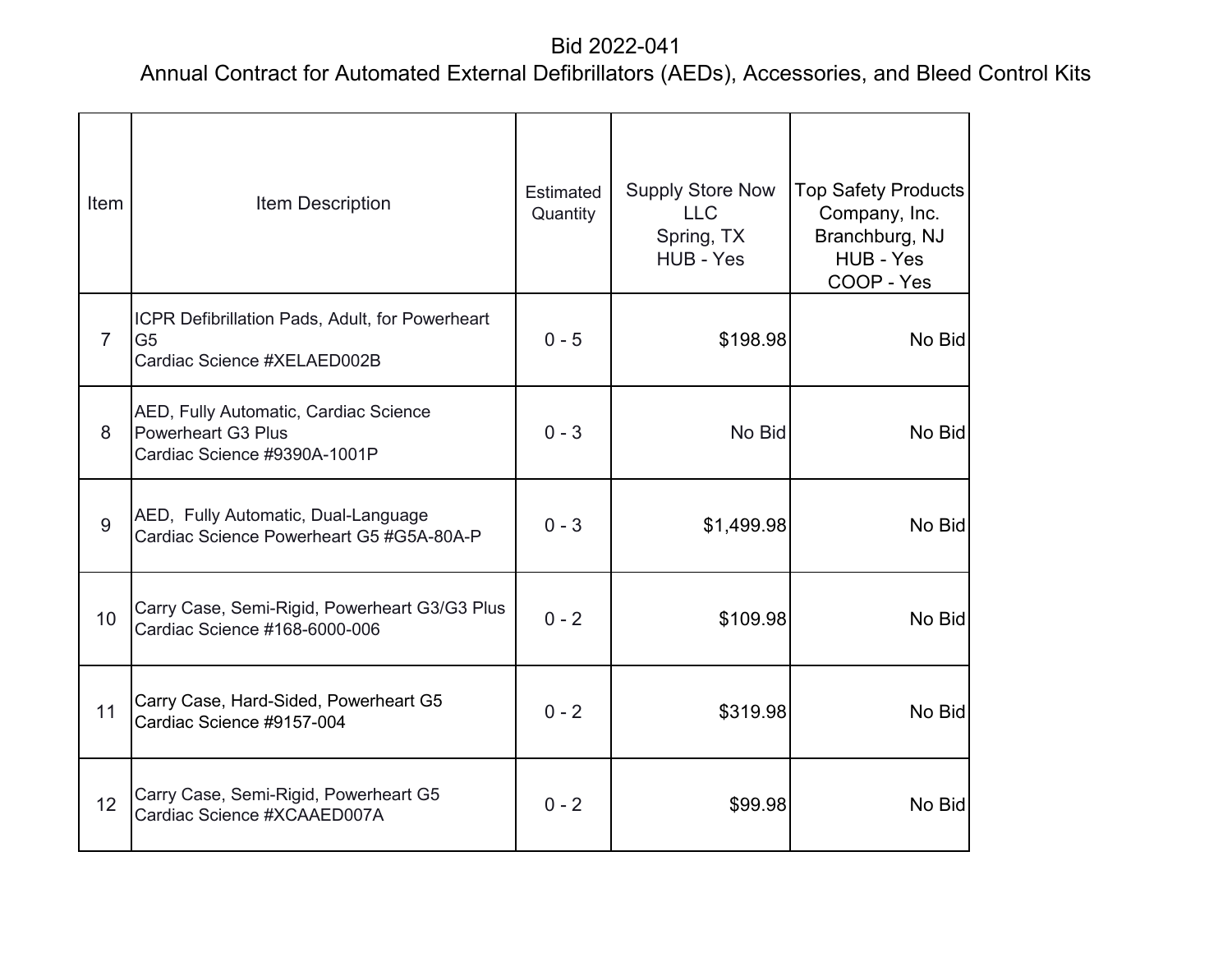# Bid 2022-041

## Annual Contract for Automated External Defibrillators (AEDs), Accessories, and Bleed Control Kits

| Item | Item Description | Estimated Quantity | Supply Store Now LLC Spring, TX HUB - Yes | Top Safety Products Company, Inc. Branchburg, NJ HUB - Yes COOP - Yes |
|---|---|---|---|---|
| 7 | ICPR Defibrillation Pads, Adult, for Powerheart G5 Cardiac Science #XELAED002B | 0 - 5 | $198.98 | No Bid |
| 8 | AED, Fully Automatic, Cardiac Science Powerheart G3 Plus Cardiac Science #9390A-1001P | 0 - 3 | No Bid | No Bid |
| 9 | AED, Fully Automatic, Dual-Language Cardiac Science Powerheart G5 #G5A-80A-P | 0 - 3 | $1,499.98 | No Bid |
| 10 | Carry Case, Semi-Rigid, Powerheart G3/G3 Plus Cardiac Science #168-6000-006 | 0 - 2 | $109.98 | No Bid |
| 11 | Carry Case, Hard-Sided, Powerheart G5 Cardiac Science #9157-004 | 0 - 2 | $319.98 | No Bid |
| 12 | Carry Case, Semi-Rigid, Powerheart G5 Cardiac Science #XCAAED007A | 0 - 2 | $99.98 | No Bid |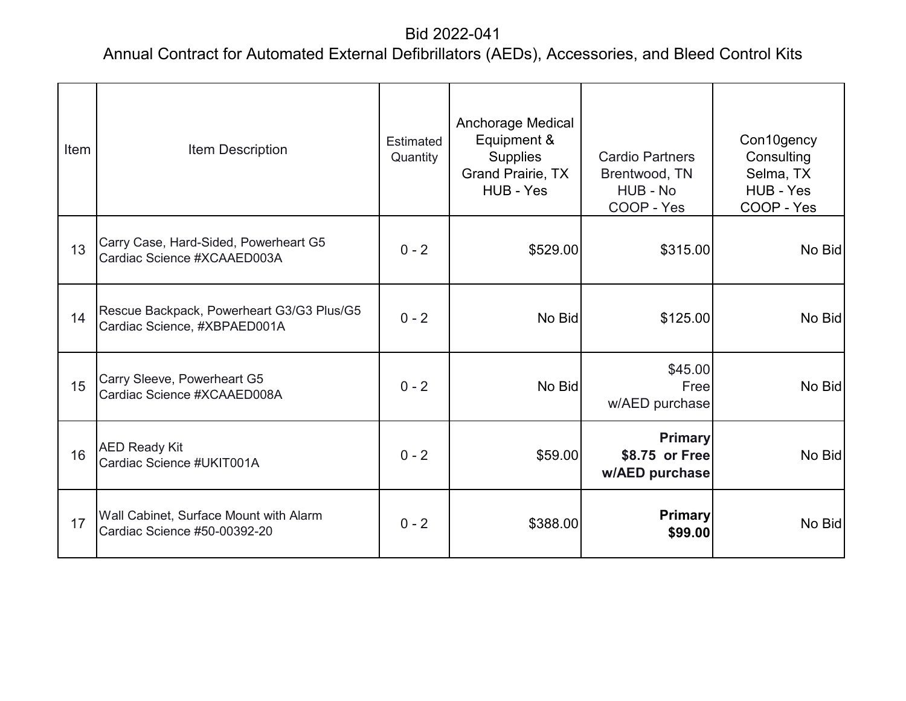# Bid 2022-041

## Annual Contract for Automated External Defibrillators (AEDs), Accessories, and Bleed Control Kits

| Item | Item Description | Estimated Quantity | Anchorage Medical Equipment & Supplies Grand Prairie, TX HUB - Yes | Cardio Partners Brentwood, TN HUB - No COOP - Yes | Con10gency Consulting Selma, TX HUB - Yes COOP - Yes |
|---|---|---|---|---|---|
| 13 | Carry Case, Hard-Sided, Powerheart G5 Cardiac Science #XCAAED003A | 0 - 2 | $529.00 | $315.00 | No Bid |
| 14 | Rescue Backpack, Powerheart G3/G3 Plus/G5 Cardiac Science, #XBPAED001A | 0 - 2 | No Bid | $125.00 | No Bid |
| 15 | Carry Sleeve, Powerheart G5 Cardiac Science #XCAAED008A | 0 - 2 | No Bid | $45.00 Free w/AED purchase | No Bid |
| 16 | AED Ready Kit Cardiac Science #UKIT001A | 0 - 2 | $59.00 | **Primary $8.75 or Free w/AED purchase** | No Bid |
| 17 | Wall Cabinet, Surface Mount with Alarm Cardiac Science #50-00392-20 | 0 - 2 | $388.00 | **Primary $99.00** | No Bid |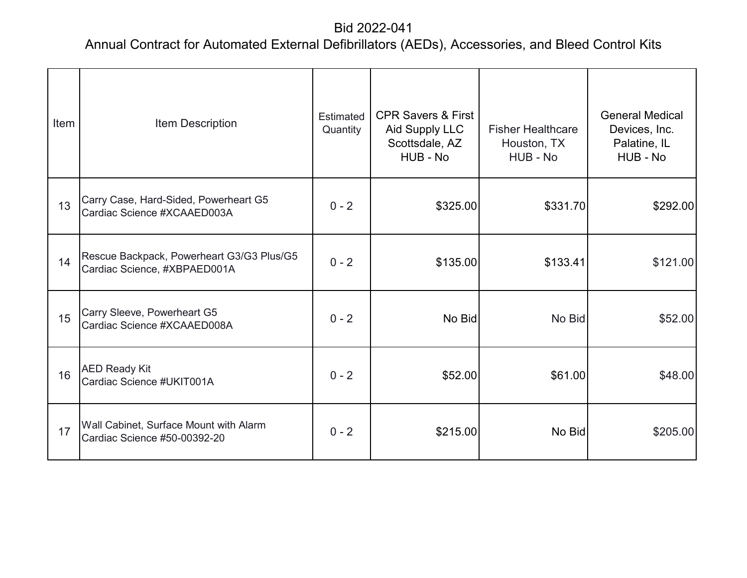# Bid 2022-041

## Annual Contract for Automated External Defibrillators (AEDs), Accessories, and Bleed Control Kits

| Item | Item Description | Estimated Quantity | CPR Savers & First Aid Supply LLC Scottsdale, AZ HUB - No | Fisher Healthcare Houston, TX HUB - No | General Medical Devices, Inc. Palatine, IL HUB - No |
|---|---|---|---|---|---|
| 13 | Carry Case, Hard-Sided, Powerheart G5 Cardiac Science #XCAAED003A | 0 - 2 | $325.00 | $331.70 | $292.00 |
| 14 | Rescue Backpack, Powerheart G3/G3 Plus/G5 Cardiac Science, #XBPAED001A | 0 - 2 | $135.00 | $133.41 | $121.00 |
| 15 | Carry Sleeve, Powerheart G5 Cardiac Science #XCAAED008A | 0 - 2 | No Bid | No Bid | $52.00 |
| 16 | AED Ready Kit Cardiac Science #UKIT001A | 0 - 2 | $52.00 | $61.00 | $48.00 |
| 17 | Wall Cabinet, Surface Mount with Alarm Cardiac Science #50-00392-20 | 0 - 2 | $215.00 | No Bid | $205.00 |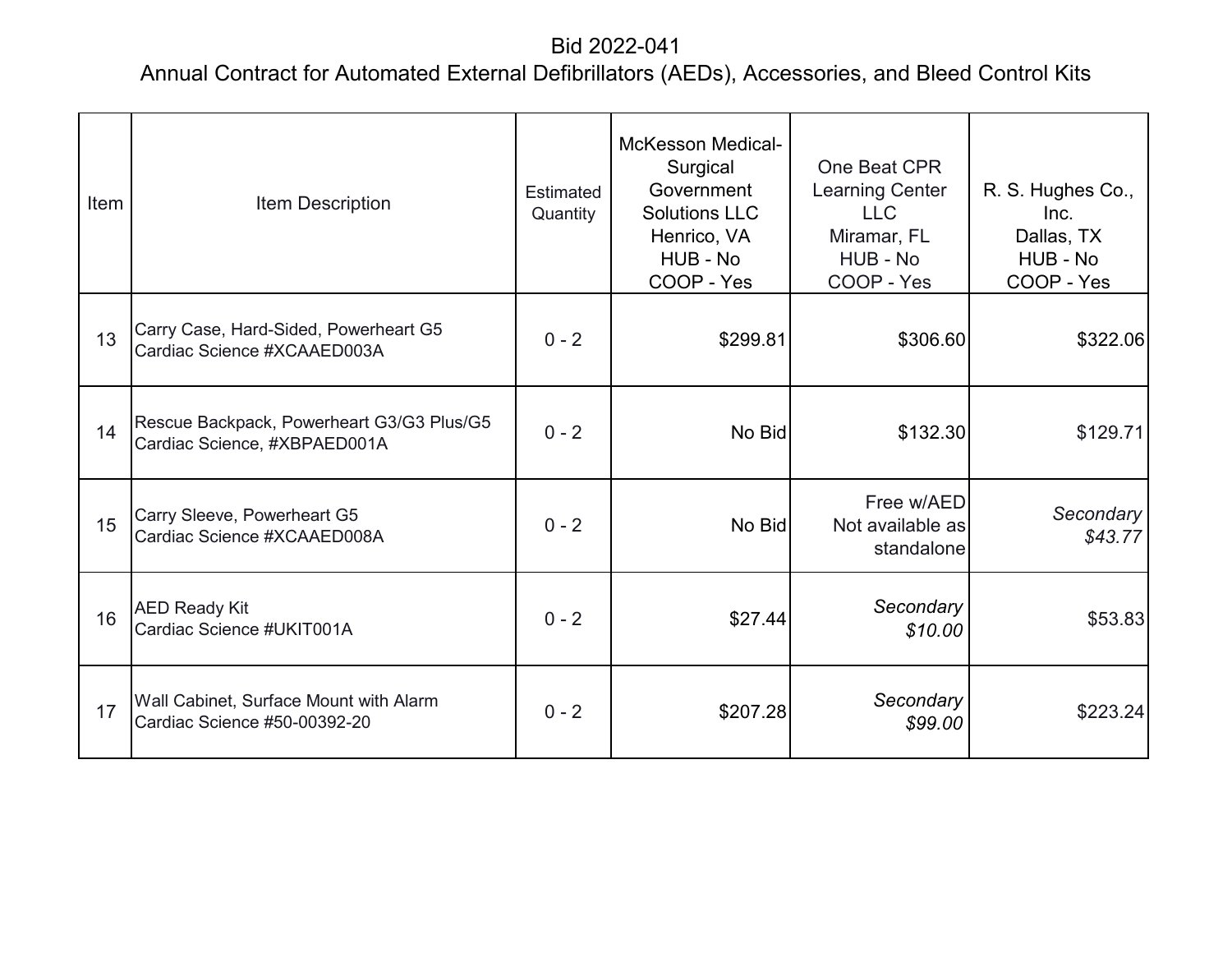# Bid 2022-041

## Annual Contract for Automated External Defibrillators (AEDs), Accessories, and Bleed Control Kits

| Item | Item Description | Estimated Quantity | McKesson Medical-Surgical Government Solutions LLC<br>Henrico, VA<br>HUB - No<br>COOP - Yes | One Beat CPR Learning Center LLC<br>Miramar, FL<br>HUB - No<br>COOP - Yes | R. S. Hughes Co., Inc.<br>Dallas, TX<br>HUB - No<br>COOP - Yes |
|---|---|---|---|---|---|
| 13 | Carry Case, Hard-Sided, Powerheart G5<br>Cardiac Science #XCAAED003A | 0 - 2 | $299.81 | $306.60 | $322.06 |
| 14 | Rescue Backpack, Powerheart G3/G3 Plus/G5<br>Cardiac Science, #XBPAED001A | 0 - 2 | No Bid | $132.30 | $129.71 |
| 15 | Carry Sleeve, Powerheart G5<br>Cardiac Science #XCAAED008A | 0 - 2 | No Bid | Free w/AED<br>Not available as standalone | *Secondary*<br>*$43.77* |
| 16 | AED Ready Kit<br>Cardiac Science #UKIT001A | 0 - 2 | $27.44 | *Secondary*<br>*$10.00* | $53.83 |
| 17 | Wall Cabinet, Surface Mount with Alarm<br>Cardiac Science #50-00392-20 | 0 - 2 | $207.28 | *Secondary*<br>*$99.00* | $223.24 |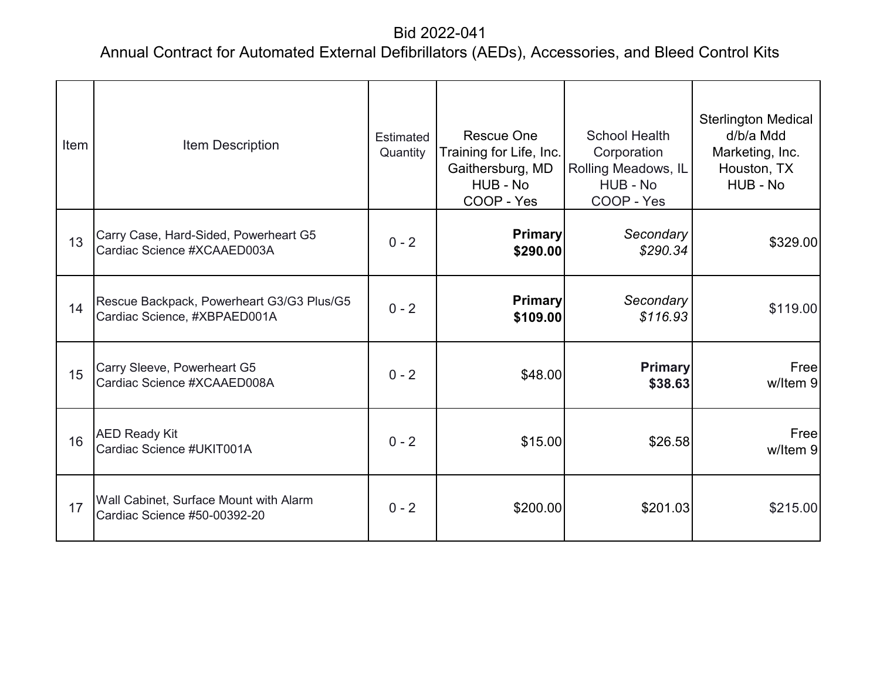# Bid 2022-041

## Annual Contract for Automated External Defibrillators (AEDs), Accessories, and Bleed Control Kits

| Item | Item Description | Estimated Quantity | Rescue One Training for Life, Inc. Gaithersburg, MD HUB - No COOP - Yes | School Health Corporation Rolling Meadows, IL HUB - No COOP - Yes | Sterlington Medical d/b/a Mdd Marketing, Inc. Houston, TX HUB - No |
|---|---|---|---|---|---|
| 13 | Carry Case, Hard-Sided, Powerheart G5 Cardiac Science #XCAAED003A | 0 - 2 | **Primary $290.00** | *Secondary $290.34* | $329.00 |
| 14 | Rescue Backpack, Powerheart G3/G3 Plus/G5 Cardiac Science, #XBPAED001A | 0 - 2 | **Primary $109.00** | *Secondary $116.93* | $119.00 |
| 15 | Carry Sleeve, Powerheart G5 Cardiac Science #XCAAED008A | 0 - 2 | $48.00 | **Primary $38.63** | Free w/Item 9 |
| 16 | AED Ready Kit Cardiac Science #UKIT001A | 0 - 2 | $15.00 | $26.58 | Free w/Item 9 |
| 17 | Wall Cabinet, Surface Mount with Alarm Cardiac Science #50-00392-20 | 0 - 2 | $200.00 | $201.03 | $215.00 |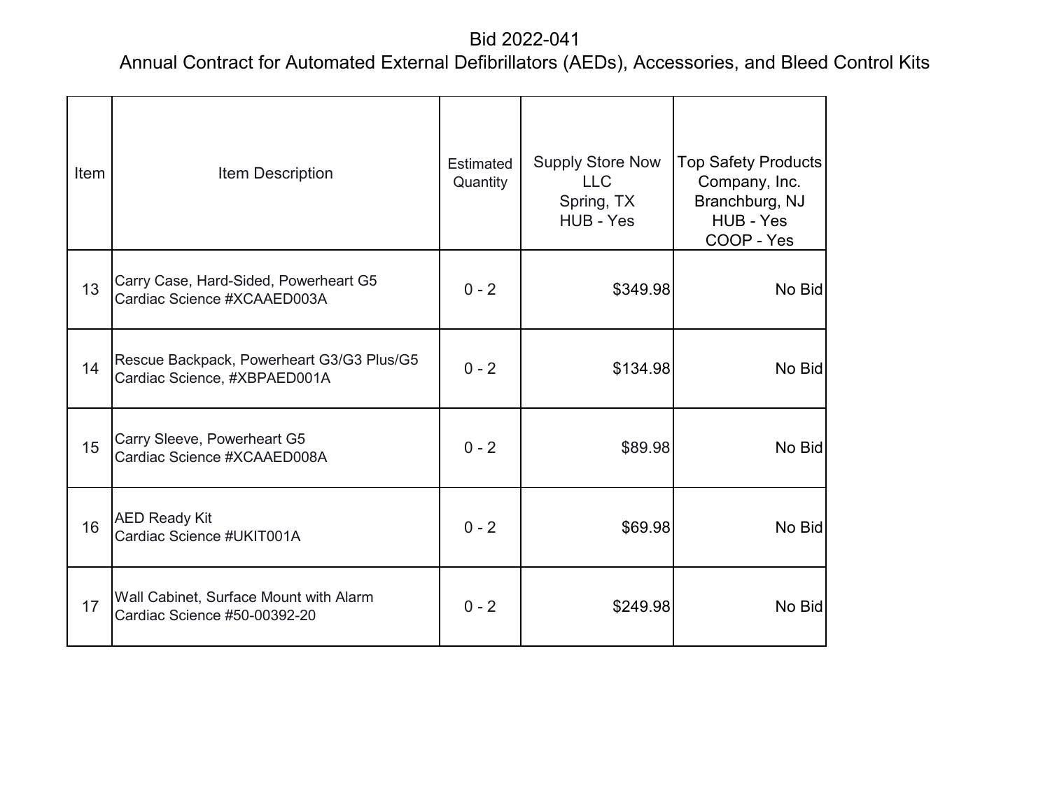Bid 2022-041

Annual Contract for Automated External Defibrillators (AEDs), Accessories, and Bleed Control Kits

| Item | Item Description | Estimated Quantity | Supply Store Now LLC Spring, TX HUB - Yes | Top Safety Products Company, Inc. Branchburg, NJ HUB - Yes COOP - Yes |
|---|---|---|---|---|
| 13 | Carry Case, Hard-Sided, Powerheart G5 Cardiac Science #XCAAED003A | 0 - 2 | $349.98 | No Bid |
| 14 | Rescue Backpack, Powerheart G3/G3 Plus/G5 Cardiac Science, #XBPAED001A | 0 - 2 | $134.98 | No Bid |
| 15 | Carry Sleeve, Powerheart G5 Cardiac Science #XCAAED008A | 0 - 2 | $89.98 | No Bid |
| 16 | AED Ready Kit Cardiac Science #UKIT001A | 0 - 2 | $69.98 | No Bid |
| 17 | Wall Cabinet, Surface Mount with Alarm Cardiac Science #50-00392-20 | 0 - 2 | $249.98 | No Bid |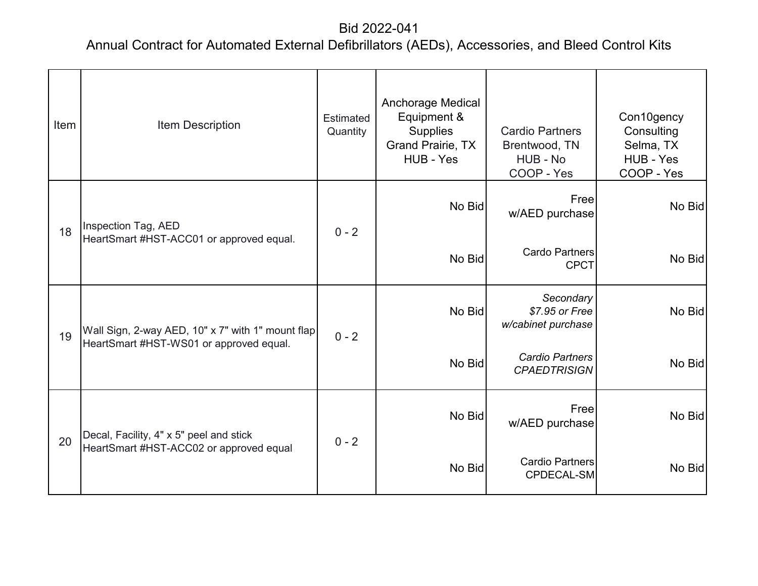# Bid 2022-041

## Annual Contract for Automated External Defibrillators (AEDs), Accessories, and Bleed Control Kits

| Item | Item Description | Estimated Quantity | Anchorage Medical Equipment & Supplies Grand Prairie, TX HUB - Yes | Cardio Partners Brentwood, TN HUB - No COOP - Yes | Con10gency Consulting Selma, TX HUB - Yes COOP - Yes |
|---|---|---|---|---|---|
| 18 | Inspection Tag, AED HeartSmart #HST-ACC01 or approved equal. | 0 - 2 | No Bid | Free w/AED purchase | No Bid |
| | | | No Bid | Cardo Partners CPCT | No Bid |
| 19 | Wall Sign, 2-way AED, 10" x 7" with 1" mount flap HeartSmart #HST-WS01 or approved equal. | 0 - 2 | No Bid | *Secondary $7.95 or Free w/cabinet purchase* | No Bid |
| | | | No Bid | *Cardio Partners CPAEDTRISIGN* | No Bid |
| 20 | Decal, Facility, 4" x 5" peel and stick HeartSmart #HST-ACC02 or approved equal | 0 - 2 | No Bid | Free w/AED purchase | No Bid |
| | | | No Bid | Cardio Partners CPDECAL-SM | No Bid |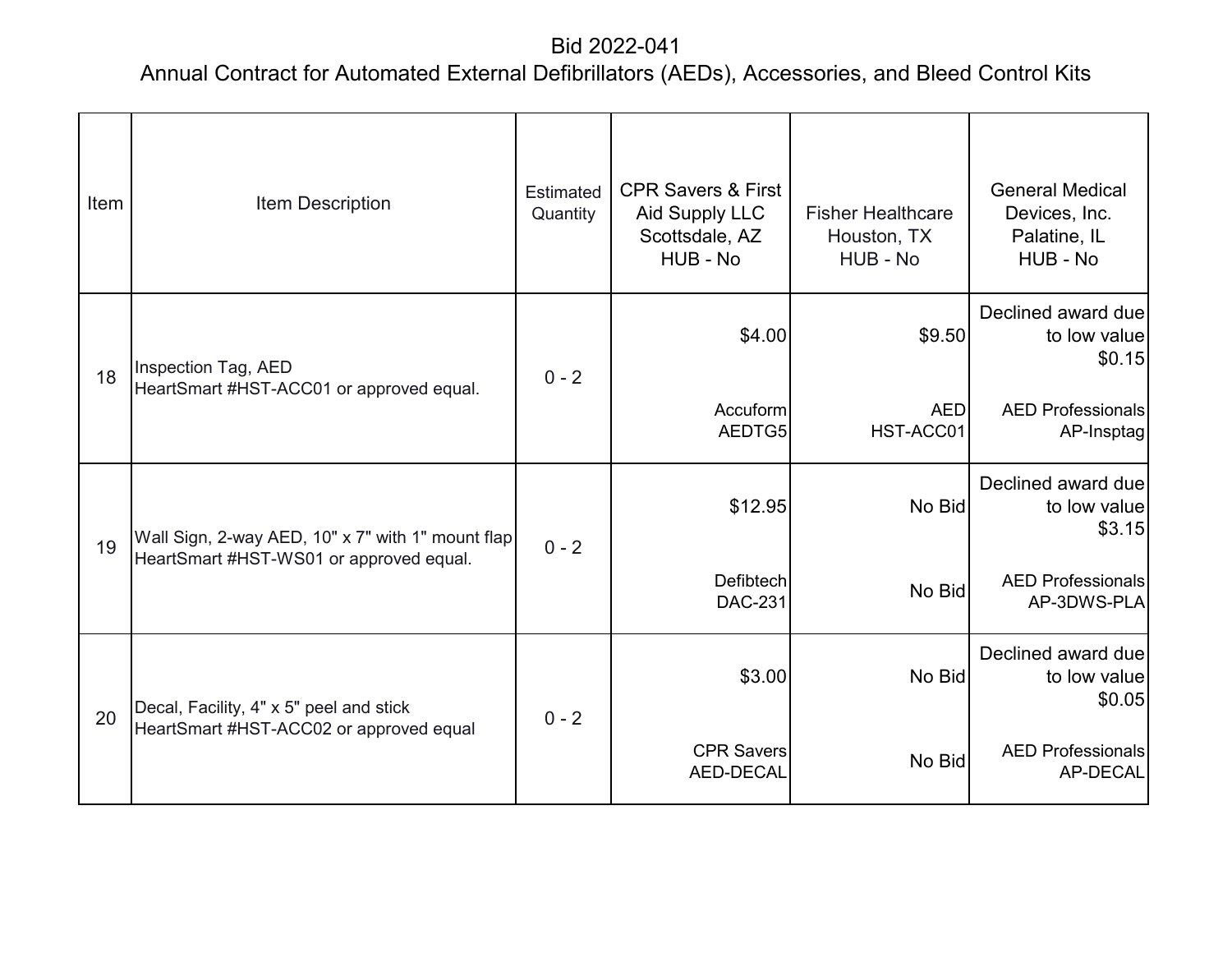# Bid 2022-041

## Annual Contract for Automated External Defibrillators (AEDs), Accessories, and Bleed Control Kits

| Item | Item Description | Estimated Quantity | CPR Savers & First Aid Supply LLC Scottsdale, AZ HUB - No | Fisher Healthcare Houston, TX HUB - No | General Medical Devices, Inc. Palatine, IL HUB - No |
|---|---|---|---|---|---|
| 18 | Inspection Tag, AED HeartSmart #HST-ACC01 or approved equal. | 0 - 2 | $4.00<br>Accuform AEDTG5 | $9.50<br>AED HST-ACC01 | Declined award due to low value $0.15<br>AED Professionals AP-Insptag |
| 19 | Wall Sign, 2-way AED, 10" x 7" with 1" mount flap HeartSmart #HST-WS01 or approved equal. | 0 - 2 | $12.95<br>Defibtech DAC-231 | No Bid<br>No Bid | Declined award due to low value $3.15<br>AED Professionals AP-3DWS-PLA |
| 20 | Decal, Facility, 4" x 5" peel and stick HeartSmart #HST-ACC02 or approved equal | 0 - 2 | $3.00<br>CPR Savers AED-DECAL | No Bid<br>No Bid | Declined award due to low value $0.05<br>AED Professionals AP-DECAL |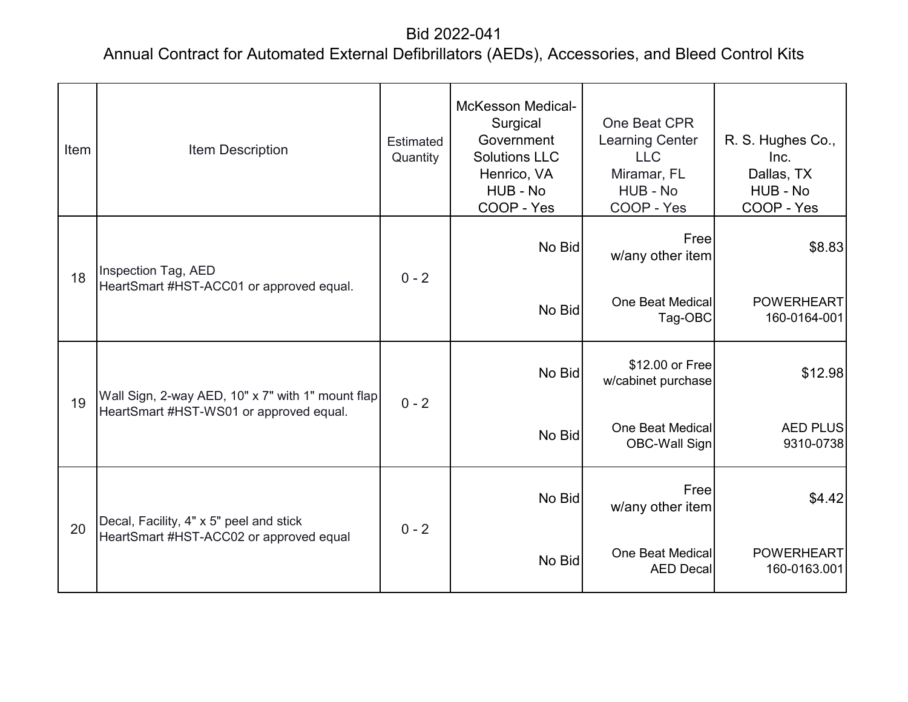# Bid 2022-041

## Annual Contract for Automated External Defibrillators (AEDs), Accessories, and Bleed Control Kits

| Item | Item Description | Estimated Quantity | McKesson Medical-Surgical Government Solutions LLC Henrico, VA HUB - No COOP - Yes | One Beat CPR Learning Center LLC Miramar, FL HUB - No COOP - Yes | R. S. Hughes Co., Inc. Dallas, TX HUB - No COOP - Yes |
|---|---|---|---|---|---|
| 18 | Inspection Tag, AED HeartSmart #HST-ACC01 or approved equal. | 0 - 2 | No Bid | Free w/any other item | $8.83 |
| | | | No Bid | One Beat Medical Tag-OBC | POWERHEART 160-0164-001 |
| 19 | Wall Sign, 2-way AED, 10" x 7" with 1" mount flap HeartSmart #HST-WS01 or approved equal. | 0 - 2 | No Bid | $12.00 or Free w/cabinet purchase | $12.98 |
| | | | No Bid | One Beat Medical OBC-Wall Sign | AED PLUS 9310-0738 |
| 20 | Decal, Facility, 4" x 5" peel and stick HeartSmart #HST-ACC02 or approved equal | 0 - 2 | No Bid | Free w/any other item | $4.42 |
| | | | No Bid | One Beat Medical AED Decal | POWERHEART 160-0163.001 |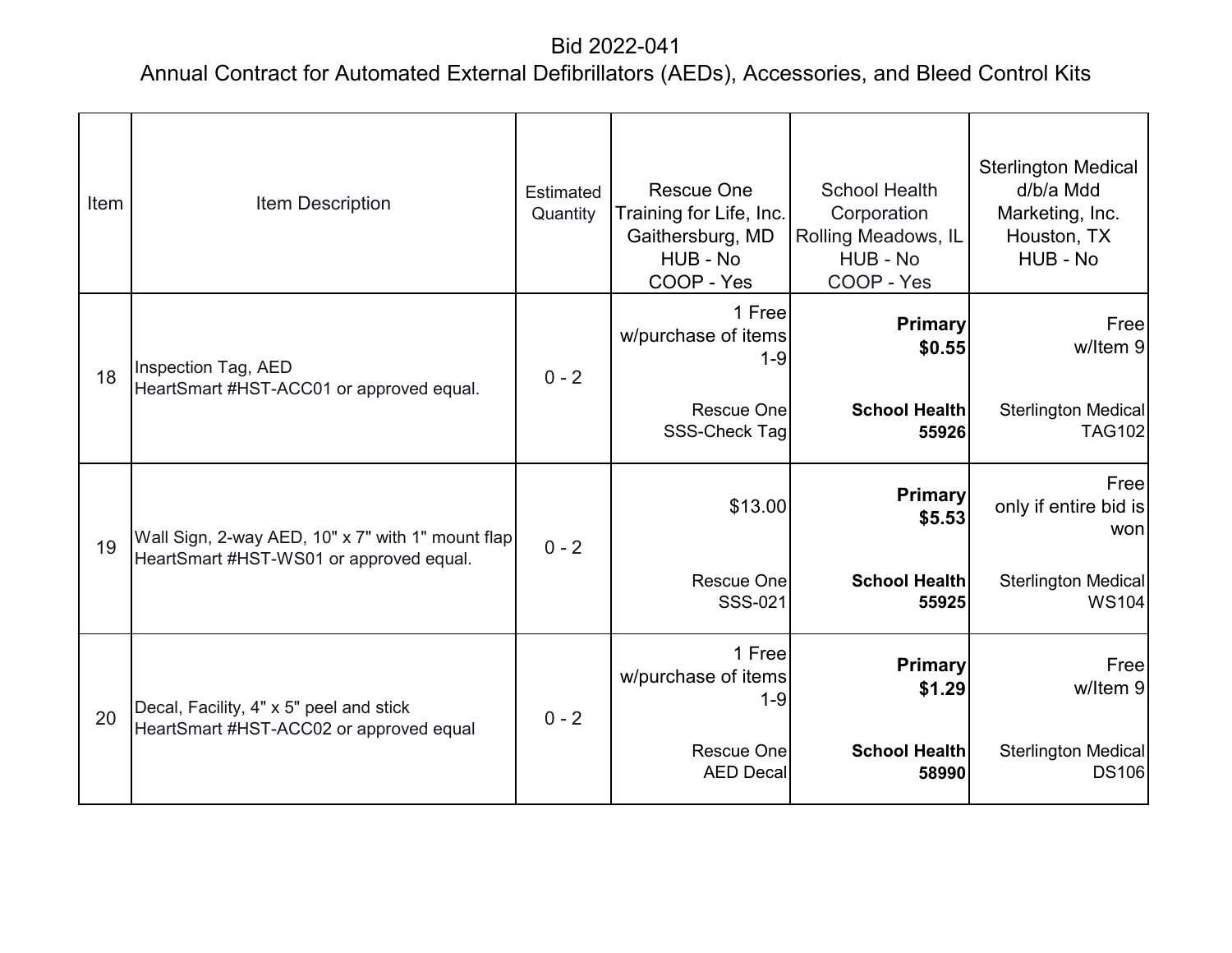# Bid 2022-041

## Annual Contract for Automated External Defibrillators (AEDs), Accessories, and Bleed Control Kits

| Item | Item Description | Estimated Quantity | Rescue One Training for Life, Inc. Gaithersburg, MD HUB - No COOP - Yes | School Health Corporation Rolling Meadows, IL HUB - No COOP - Yes | Sterlington Medical d/b/a Mdd Marketing, Inc. Houston, TX HUB - No |
|---|---|---|---|---|---|
| 18 | Inspection Tag, AED HeartSmart #HST-ACC01 or approved equal. | 0 - 2 | 1 Free w/purchase of items 1-9<br><br>Rescue One SSS-Check Tag | **Primary $0.55**<br><br>**School Health 55926** | Free w/Item 9<br><br>Sterlington Medical TAG102 |
| 19 | Wall Sign, 2-way AED, 10" x 7" with 1" mount flap HeartSmart #HST-WS01 or approved equal. | 0 - 2 | $13.00<br><br>Rescue One SSS-021 | **Primary $5.53**<br><br>**School Health 55925** | Free only if entire bid is won<br><br>Sterlington Medical WS104 |
| 20 | Decal, Facility, 4" x 5" peel and stick HeartSmart #HST-ACC02 or approved equal | 0 - 2 | 1 Free w/purchase of items 1-9<br><br>Rescue One AED Decal | **Primary $1.29**<br><br>**School Health 58990** | Free w/Item 9<br><br>Sterlington Medical DS106 |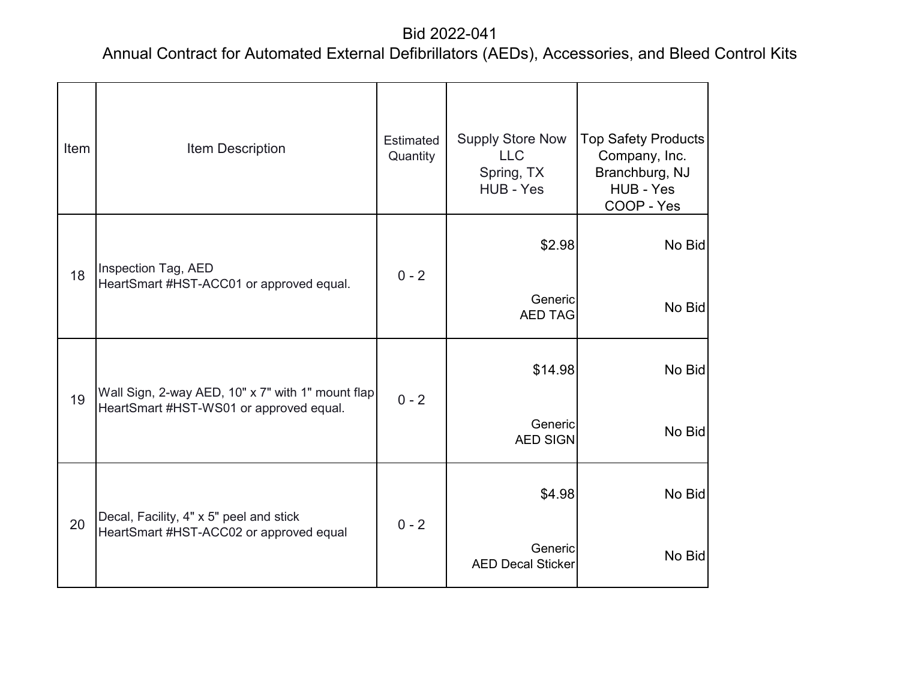# Bid 2022-041
## Annual Contract for Automated External Defibrillators (AEDs), Accessories, and Bleed Control Kits

| Item | Item Description | Estimated Quantity | Supply Store Now LLC Spring, TX HUB - Yes | Top Safety Products Company, Inc. Branchburg, NJ HUB - Yes COOP - Yes |
|---|---|---|---|---|
| 18 | Inspection Tag, AED HeartSmart #HST-ACC01 or approved equal. | 0 - 2 | $2.98 | No Bid |
| | | | Generic AED TAG | No Bid |
| 19 | Wall Sign, 2-way AED, 10" x 7" with 1" mount flap HeartSmart #HST-WS01 or approved equal. | 0 - 2 | $14.98 | No Bid |
| | | | Generic AED SIGN | No Bid |
| 20 | Decal, Facility, 4" x 5" peel and stick HeartSmart #HST-ACC02 or approved equal | 0 - 2 | $4.98 | No Bid |
| | | | Generic AED Decal Sticker | No Bid |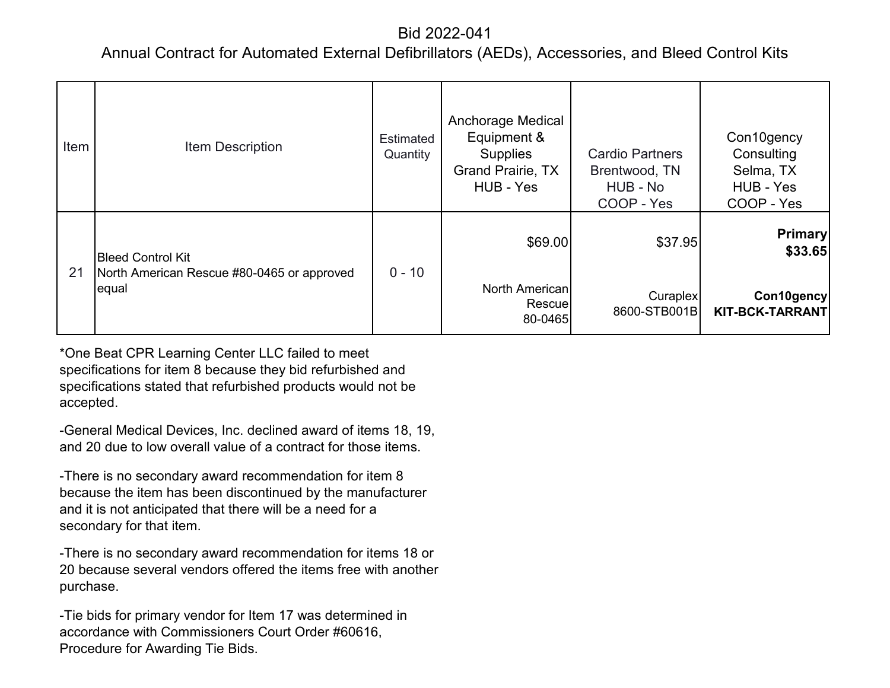# Bid 2022-041

## Annual Contract for Automated External Defibrillators (AEDs), Accessories, and Bleed Control Kits

| Item | Item Description | Estimated Quantity | Anchorage Medical Equipment & Supplies Grand Prairie, TX HUB - Yes | Cardio Partners Brentwood, TN HUB - No COOP - Yes | Con10gency Consulting Selma, TX HUB - Yes COOP - Yes |
|---|---|---|---|---|---|
| 21 | Bleed Control Kit North American Rescue #80-0465 or approved equal | 0 - 10 | $69.00 North American Rescue 80-0465 | $37.95 Curaplex 8600-STB001B | **Primary $33.65** **Con10gency KIT-BCK-TARRANT** |

*One Beat CPR Learning Center LLC failed to meet specifications for item 8 because they bid refurbished and specifications stated that refurbished products would not be accepted.

-General Medical Devices, Inc. declined award of items 18, 19, and 20 due to low overall value of a contract for those items.

-There is no secondary award recommendation for item 8 because the item has been discontinued by the manufacturer and it is not anticipated that there will be a need for a secondary for that item.

-There is no secondary award recommendation for items 18 or 20 because several vendors offered the items free with another purchase.

-Tie bids for primary vendor for Item 17 was determined in accordance with Commissioners Court Order #60616, Procedure for Awarding Tie Bids.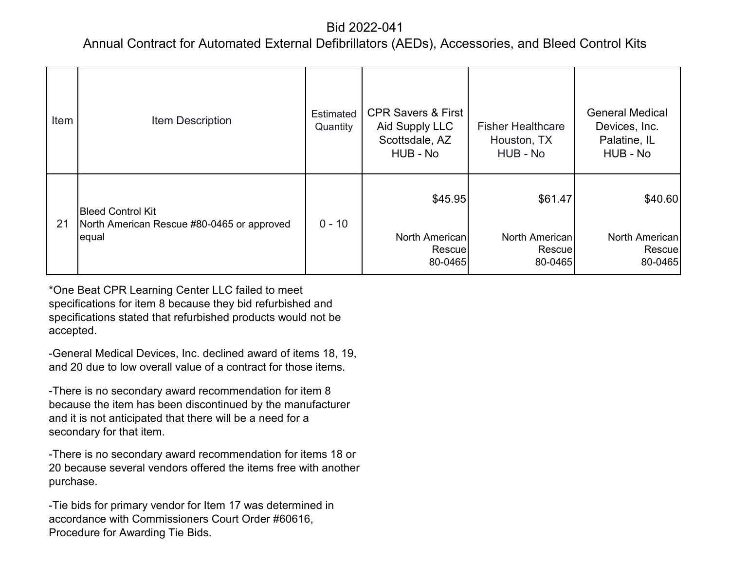Bid 2022-041

Annual Contract for Automated External Defibrillators (AEDs), Accessories, and Bleed Control Kits

| Item | Item Description | Estimated Quantity | CPR Savers & First Aid Supply LLC Scottsdale, AZ HUB - No | Fisher Healthcare Houston, TX HUB - No | General Medical Devices, Inc. Palatine, IL HUB - No |
|---|---|---|---|---|---|
| 21 | Bleed Control Kit North American Rescue #80-0465 or approved equal | 0 - 10 | $45.95 North American Rescue 80-0465 | $61.47 North American Rescue 80-0465 | $40.60 North American Rescue 80-0465 |

*One Beat CPR Learning Center LLC failed to meet specifications for item 8 because they bid refurbished and specifications stated that refurbished products would not be accepted.

-General Medical Devices, Inc. declined award of items 18, 19, and 20 due to low overall value of a contract for those items.

-There is no secondary award recommendation for item 8 because the item has been discontinued by the manufacturer and it is not anticipated that there will be a need for a secondary for that item.

-There is no secondary award recommendation for items 18 or 20 because several vendors offered the items free with another purchase.

-Tie bids for primary vendor for Item 17 was determined in accordance with Commissioners Court Order #60616, Procedure for Awarding Tie Bids.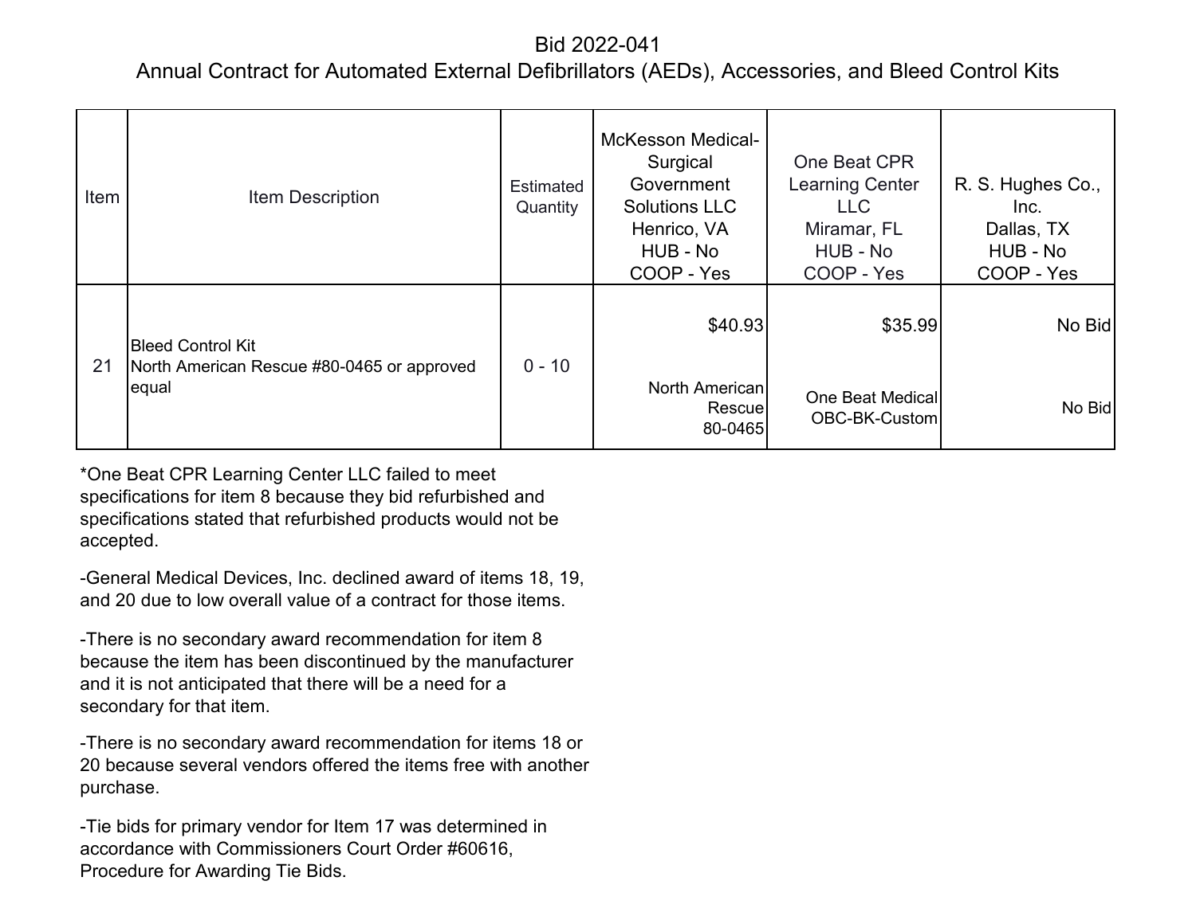# Bid 2022-041

## Annual Contract for Automated External Defibrillators (AEDs), Accessories, and Bleed Control Kits

| Item | Item Description | Estimated Quantity | McKesson Medical-Surgical Government Solutions LLC Henrico, VA HUB - No COOP - Yes | One Beat CPR Learning Center LLC Miramar, FL HUB - No COOP - Yes | R. S. Hughes Co., Inc. Dallas, TX HUB - No COOP - Yes |
|---|---|---|---|---|---|
| 21 | Bleed Control Kit North American Rescue #80-0465 or approved equal | 0 - 10 | $40.93<br><br>North American Rescue 80-0465 | $35.99<br><br>One Beat Medical OBC-BK-Custom | No Bid<br><br>No Bid |

*One Beat CPR Learning Center LLC failed to meet specifications for item 8 because they bid refurbished and specifications stated that refurbished products would not be accepted.

-General Medical Devices, Inc. declined award of items 18, 19, and 20 due to low overall value of a contract for those items.

-There is no secondary award recommendation for item 8 because the item has been discontinued by the manufacturer and it is not anticipated that there will be a need for a secondary for that item.

-There is no secondary award recommendation for items 18 or 20 because several vendors offered the items free with another purchase.

-Tie bids for primary vendor for Item 17 was determined in accordance with Commissioners Court Order #60616, Procedure for Awarding Tie Bids.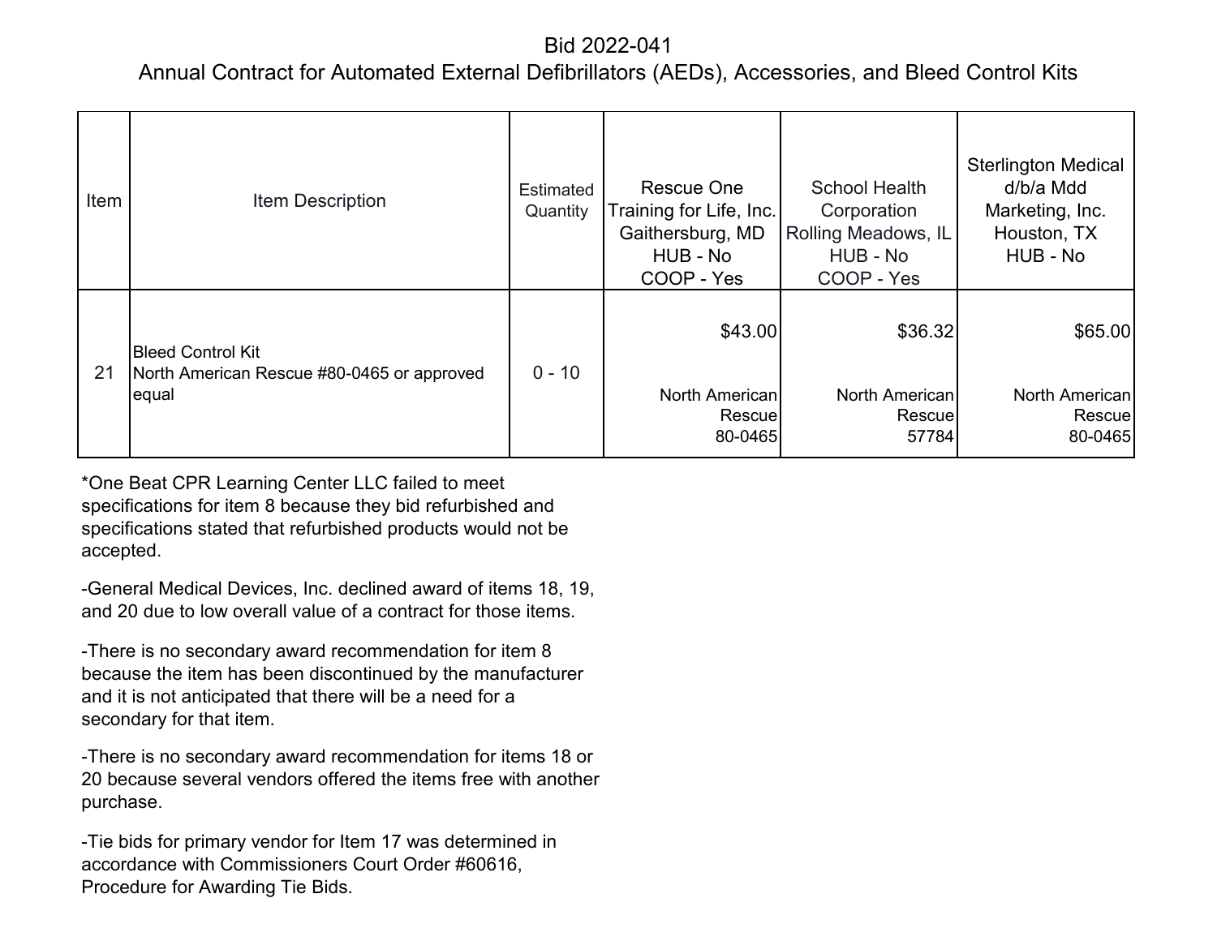# Bid 2022-041

## Annual Contract for Automated External Defibrillators (AEDs), Accessories, and Bleed Control Kits

| Item | Item Description | Estimated Quantity | Rescue One Training for Life, Inc. Gaithersburg, MD HUB - No COOP - Yes | School Health Corporation Rolling Meadows, IL HUB - No COOP - Yes | Sterlington Medical d/b/a Mdd Marketing, Inc. Houston, TX HUB - No |
|---|---|---|---|---|---|
| 21 | Bleed Control Kit North American Rescue #80-0465 or approved equal | 0 - 10 | $43.00 North American Rescue 80-0465 | $36.32 North American Rescue 57784 | $65.00 North American Rescue 80-0465 |

*One Beat CPR Learning Center LLC failed to meet specifications for item 8 because they bid refurbished and specifications stated that refurbished products would not be accepted.

-General Medical Devices, Inc. declined award of items 18, 19, and 20 due to low overall value of a contract for those items.

-There is no secondary award recommendation for item 8 because the item has been discontinued by the manufacturer and it is not anticipated that there will be a need for a secondary for that item.

-There is no secondary award recommendation for items 18 or 20 because several vendors offered the items free with another purchase.

-Tie bids for primary vendor for Item 17 was determined in accordance with Commissioners Court Order #60616, Procedure for Awarding Tie Bids.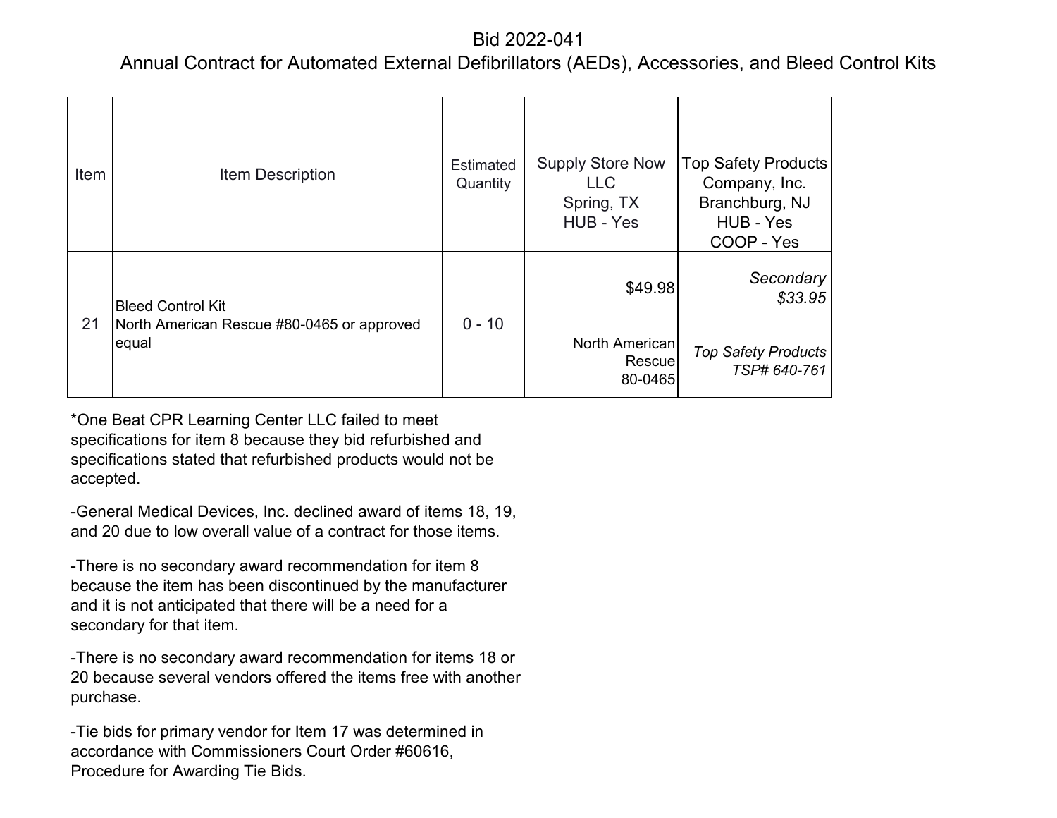Bid 2022-041

Annual Contract for Automated External Defibrillators (AEDs), Accessories, and Bleed Control Kits

| Item | Item Description | Estimated Quantity | Supply Store Now LLC Spring, TX HUB - Yes | Top Safety Products Company, Inc. Branchburg, NJ HUB - Yes COOP - Yes |
|---|---|---|---|---|
| 21 | Bleed Control Kit North American Rescue #80-0465 or approved equal | 0 - 10 | $49.98 North American Rescue 80-0465 | *Secondary* *$33.95* *Top Safety Products TSP# 640-761* |

*One Beat CPR Learning Center LLC failed to meet specifications for item 8 because they bid refurbished and specifications stated that refurbished products would not be accepted.

-General Medical Devices, Inc. declined award of items 18, 19, and 20 due to low overall value of a contract for those items.

-There is no secondary award recommendation for item 8 because the item has been discontinued by the manufacturer and it is not anticipated that there will be a need for a secondary for that item.

-There is no secondary award recommendation for items 18 or 20 because several vendors offered the items free with another purchase.

-Tie bids for primary vendor for Item 17 was determined in accordance with Commissioners Court Order #60616, Procedure for Awarding Tie Bids.